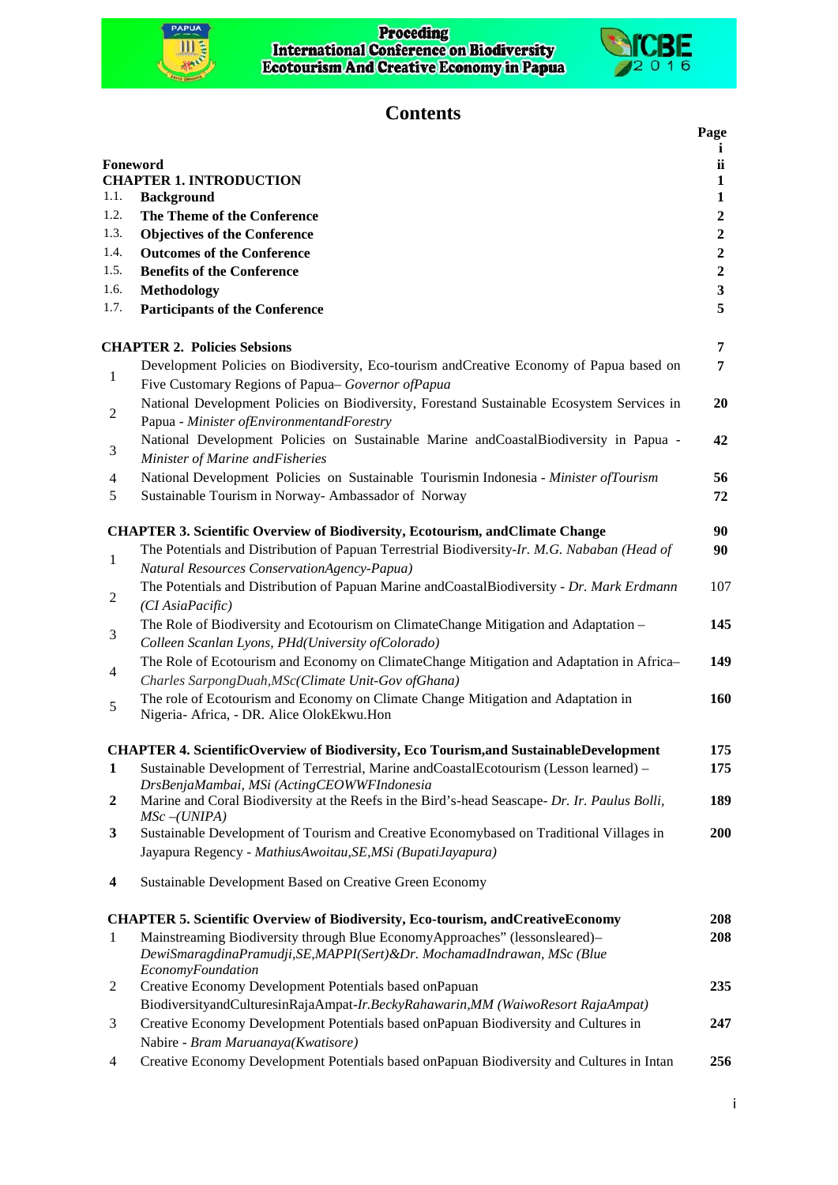# Contents

| | | Page |
|---|---|---|
| | | i |
| **Foneword** | | **ii** |
| **CHAPTER 1. INTRODUCTION** | | **1** |
| 1.1. | **Background** | **1** |
| 1.2. | **The Theme of the Conference** | **2** |
| 1.3. | **Objectives of the Conference** | **2** |
| 1.4. | **Outcomes of the Conference** | **2** |
| 1.5. | **Benefits of the Conference** | **2** |
| 1.6. | **Methodology** | **3** |
| 1.7. | **Participants of the Conference** | **5** |
| **CHAPTER 2. Policies Sebsions** | | **7** |
| 1 | Development Policies on Biodiversity, Eco-tourism andCreative Economy of Papua based on Five Customary Regions of Papua– *Governor ofPapua* | **7** |
| 2 | National Development Policies on Biodiversity, Forestand Sustainable Ecosystem Services in Papua - *Minister ofEnvironmentandForestry* | **20** |
| 3 | National Development Policies on Sustainable Marine andCoastalBiodiversity in Papua - *Minister of Marine andFisheries* | **42** |
| 4 | National Development Policies on Sustainable Tourismin Indonesia - *Minister ofTourism* | **56** |
| 5 | Sustainable Tourism in Norway- Ambassador of Norway | **72** |
| **CHAPTER 3. Scientific Overview of Biodiversity, Ecotourism, andClimate Change** | | **90** |
| 1 | The Potentials and Distribution of Papuan Terrestrial Biodiversity-*Ir. M.G. Nababan (Head of Natural Resources ConservationAgency-Papua)* | **90** |
| 2 | The Potentials and Distribution of Papuan Marine andCoastalBiodiversity - *Dr. Mark Erdmann (CI AsiaPacific)* | 107 |
| 3 | The Role of Biodiversity and Ecotourism on ClimateChange Mitigation and Adaptation – *Colleen Scanlan Lyons, PHd(University ofColorado)* | **145** |
| 4 | The Role of Ecotourism and Economy on ClimateChange Mitigation and Adaptation in Africa– *Charles SarpongDuah,MSc(Climate Unit-Gov ofGhana)* | **149** |
| 5 | The role of Ecotourism and Economy on Climate Change Mitigation and Adaptation in Nigeria- Africa, - DR. Alice OlokEkwu.Hon | **160** |
| **CHAPTER 4. ScientificOverview of Biodiversity, Eco Tourism,and SustainableDevelopment** | | **175** |
| **1** | Sustainable Development of Terrestrial, Marine andCoastalEcotourism (Lesson learned) – *DrsBenjaMambai, MSi (ActingCEOWWFIndonesia* | **175** |
| **2** | Marine and Coral Biodiversity at the Reefs in the Bird's-head Seascape- *Dr. Ir. Paulus Bolli, MSc –(UNIPA)* | **189** |
| **3** | Sustainable Development of Tourism and Creative Economybased on Traditional Villages in Jayapura Regency - *MathiusAwoitau,SE,MSi (BupatiJayapura)* | **200** |
| **4** | Sustainable Development Based on Creative Green Economy | |
| **CHAPTER 5. Scientific Overview of Biodiversity, Eco-tourism, andCreativeEconomy** | | **208** |
| 1 | Mainstreaming Biodiversity through Blue EconomyApproaches" (lessonsleared)– *DewiSmaragdinaPramudji,SE,MAPPI(Sert)&Dr. MochamadIndrawan, MSc (Blue EconomyFoundation* | **208** |
| 2 | Creative Economy Development Potentials based onPapuan BiodiversityandCulturesinRajaAmpat-*Ir.BeckyRahawarin,MM (WaiwoResort RajaAmpat)* | **235** |
| 3 | Creative Economy Development Potentials based onPapuan Biodiversity and Cultures in Nabire - *Bram Maruanaya(Kwatisore)* | **247** |
| 4 | Creative Economy Development Potentials based onPapuan Biodiversity and Cultures in Intan | **256** |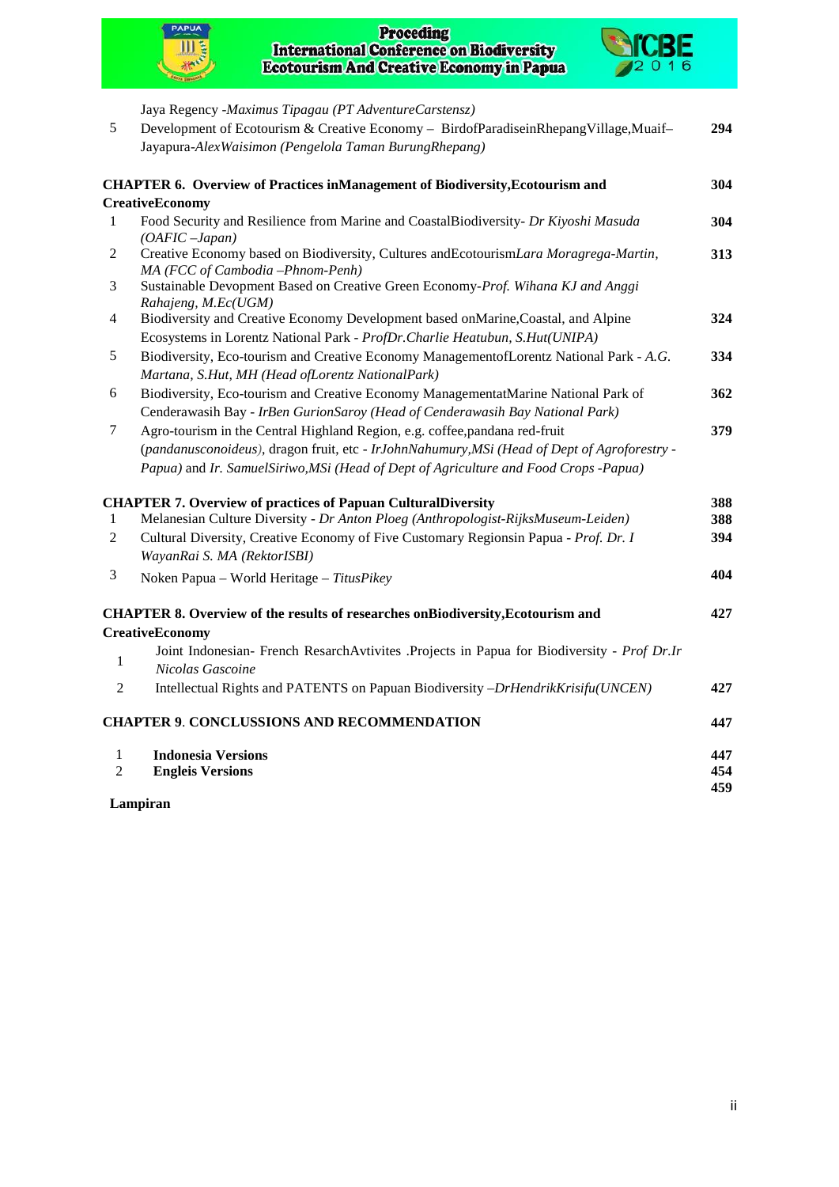|   |   |   |
|---|---|---|
|   | Jaya Regency -*Maximus Tipagau (PT AdventureCarstensz)* |   |
| 5 | Development of Ecotourism & Creative Economy – BirdofParadiseinRhepangVillage,Muaif–Jayapura-*AlexWaisimon (Pengelola Taman BurungRhepang)* | 294 |
| **CHAPTER 6. Overview of Practices inManagement of Biodiversity,Ecotourism and CreativeEconomy** |   | **304** |
| 1 | Food Security and Resilience from Marine and CoastalBiodiversity- *Dr Kiyoshi Masuda (OAFIC –Japan)* | 304 |
| 2 | Creative Economy based on Biodiversity, Cultures andEcotourism*Lara Moragrega-Martin, MA (FCC of Cambodia –Phnom-Penh)* | 313 |
| 3 | Sustainable Devopment Based on Creative Green Economy-*Prof. Wihana KJ and Anggi Rahajeng, M.Ec(UGM)* |   |
| 4 | Biodiversity and Creative Economy Development based onMarine,Coastal, and Alpine Ecosystems in Lorentz National Park - *ProfDr.Charlie Heatubun, S.Hut(UNIPA)* | 324 |
| 5 | Biodiversity, Eco-tourism and Creative Economy ManagementofLorentz National Park - *A.G. Martana, S.Hut, MH (Head ofLorentz NationalPark)* | 334 |
| 6 | Biodiversity, Eco-tourism and Creative Economy ManagementatMarine National Park of Cenderawasih Bay - *IrBen GurionSaroy (Head of Cenderawasih Bay National Park)* | 362 |
| 7 | Agro-tourism in the Central Highland Region, e.g. coffee,pandana red-fruit (*pandanusconoideus*), dragon fruit, etc - *IrJohnNahumury,MSi (Head of Dept of Agroforestry - Papua)* and *Ir. SamuelSiriwo,MSi (Head of Dept of Agriculture and Food Crops -Papua)* | 379 |
| **CHAPTER 7. Overview of practices of Papuan CulturalDiversity** |   | **388** |
| 1 | Melanesian Culture Diversity - *Dr Anton Ploeg (Anthropologist-RijksMuseum-Leiden)* | 388 |
| 2 | Cultural Diversity, Creative Economy of Five Customary Regionsin Papua - *Prof. Dr. I WayanRai S. MA (RektorISBI)* | 394 |
| 3 | Noken Papua – World Heritage – *TitusPikey* | 404 |
| **CHAPTER 8. Overview of the results of researches onBiodiversity,Ecotourism and CreativeEconomy** |   | **427** |
| 1 | Joint Indonesian- French ResarchAvtivites .Projects in Papua for Biodiversity - *Prof Dr.Ir Nicolas Gascoine* |   |
| 2 | Intellectual Rights and PATENTS on Papuan Biodiversity –*DrHendrikKrisifu(UNCEN)* | 427 |
| **CHAPTER 9. CONCLUSSIONS AND RECOMMENDATION** |   | **447** |
| 1 | **Indonesia Versions** | 447 |
| 2 | **Engleis Versions** | 454 |
| **Lampiran** |   | 459 |